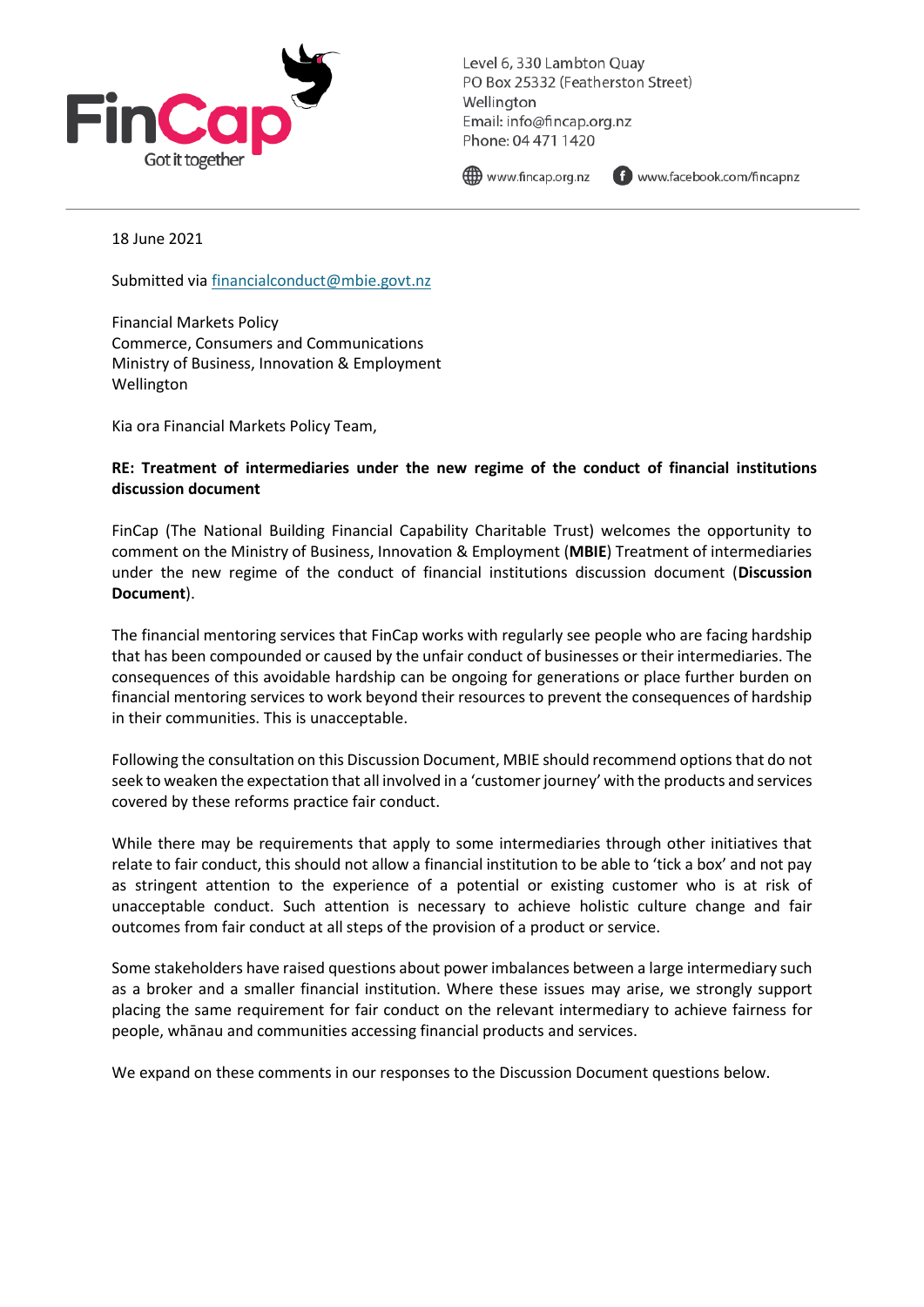FinCap
Got it together

Level 6, 330 Lambton Quay
PO Box 25332 (Featherston Street)
Wellington
Email: info@fincap.org.nz
Phone: 04 471 1420

www.fincap.org.nz www.facebook.com/fincapnz

18 June 2021

Submitted via [financialconduct@mbie.govt.nz](mailto:financialconduct@mbie.govt.nz)

Financial Markets Policy
Commerce, Consumers and Communications
Ministry of Business, Innovation & Employment
Wellington

Kia ora Financial Markets Policy Team,

**RE: Treatment of intermediaries under the new regime of the conduct of financial institutions discussion document**

FinCap (The National Building Financial Capability Charitable Trust) welcomes the opportunity to comment on the Ministry of Business, Innovation & Employment (**MBIE**) Treatment of intermediaries under the new regime of the conduct of financial institutions discussion document (**Discussion Document**).

The financial mentoring services that FinCap works with regularly see people who are facing hardship that has been compounded or caused by the unfair conduct of businesses or their intermediaries. The consequences of this avoidable hardship can be ongoing for generations or place further burden on financial mentoring services to work beyond their resources to prevent the consequences of hardship in their communities. This is unacceptable.

Following the consultation on this Discussion Document, MBIE should recommend options that do not seek to weaken the expectation that all involved in a 'customer journey' with the products and services covered by these reforms practice fair conduct.

While there may be requirements that apply to some intermediaries through other initiatives that relate to fair conduct, this should not allow a financial institution to be able to 'tick a box' and not pay as stringent attention to the experience of a potential or existing customer who is at risk of unacceptable conduct. Such attention is necessary to achieve holistic culture change and fair outcomes from fair conduct at all steps of the provision of a product or service.

Some stakeholders have raised questions about power imbalances between a large intermediary such as a broker and a smaller financial institution. Where these issues may arise, we strongly support placing the same requirement for fair conduct on the relevant intermediary to achieve fairness for people, whānau and communities accessing financial products and services.

We expand on these comments in our responses to the Discussion Document questions below.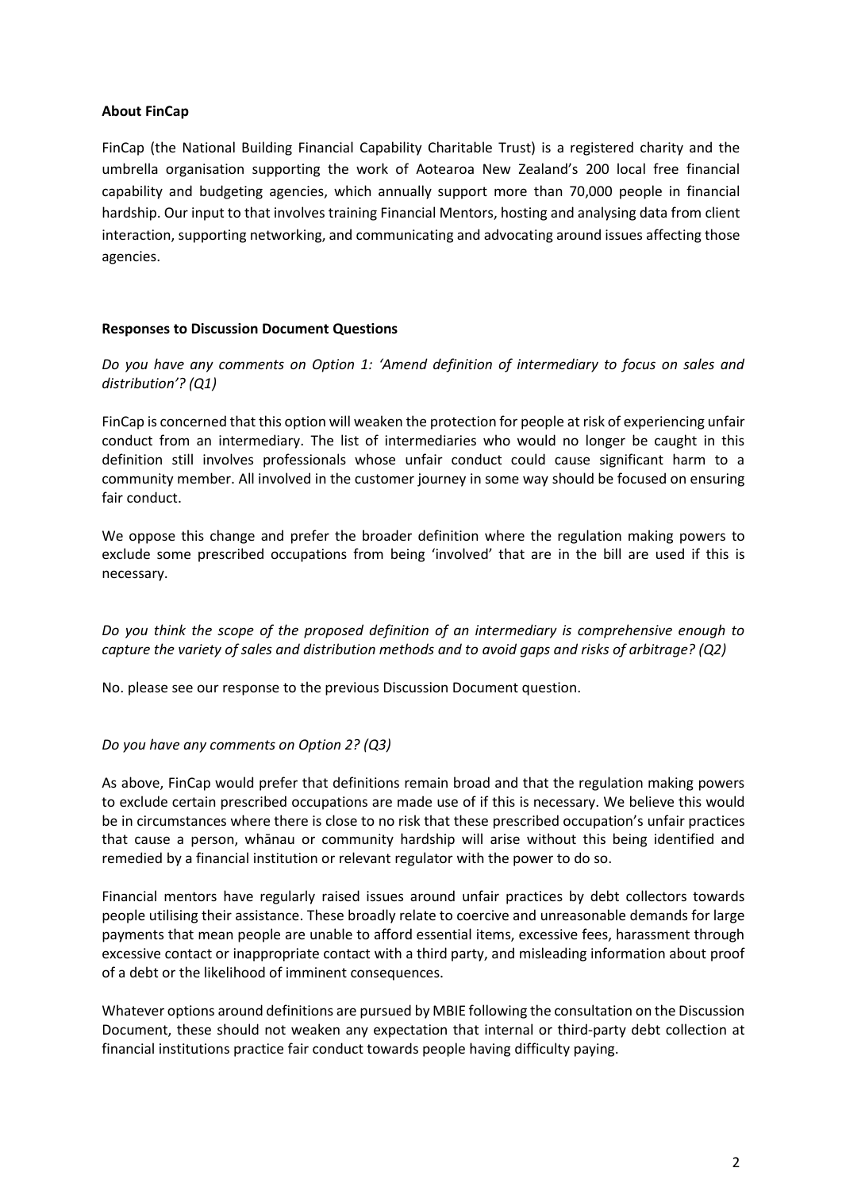**About FinCap**

FinCap (the National Building Financial Capability Charitable Trust) is a registered charity and the umbrella organisation supporting the work of Aotearoa New Zealand's 200 local free financial capability and budgeting agencies, which annually support more than 70,000 people in financial hardship. Our input to that involves training Financial Mentors, hosting and analysing data from client interaction, supporting networking, and communicating and advocating around issues affecting those agencies.

**Responses to Discussion Document Questions**

*Do you have any comments on Option 1: 'Amend definition of intermediary to focus on sales and distribution'? (Q1)*

FinCap is concerned that this option will weaken the protection for people at risk of experiencing unfair conduct from an intermediary. The list of intermediaries who would no longer be caught in this definition still involves professionals whose unfair conduct could cause significant harm to a community member. All involved in the customer journey in some way should be focused on ensuring fair conduct.

We oppose this change and prefer the broader definition where the regulation making powers to exclude some prescribed occupations from being 'involved' that are in the bill are used if this is necessary.

*Do you think the scope of the proposed definition of an intermediary is comprehensive enough to capture the variety of sales and distribution methods and to avoid gaps and risks of arbitrage? (Q2)*

No. please see our response to the previous Discussion Document question.

*Do you have any comments on Option 2? (Q3)*

As above, FinCap would prefer that definitions remain broad and that the regulation making powers to exclude certain prescribed occupations are made use of if this is necessary. We believe this would be in circumstances where there is close to no risk that these prescribed occupation's unfair practices that cause a person, whānau or community hardship will arise without this being identified and remedied by a financial institution or relevant regulator with the power to do so.

Financial mentors have regularly raised issues around unfair practices by debt collectors towards people utilising their assistance. These broadly relate to coercive and unreasonable demands for large payments that mean people are unable to afford essential items, excessive fees, harassment through excessive contact or inappropriate contact with a third party, and misleading information about proof of a debt or the likelihood of imminent consequences.

Whatever options around definitions are pursued by MBIE following the consultation on the Discussion Document, these should not weaken any expectation that internal or third-party debt collection at financial institutions practice fair conduct towards people having difficulty paying.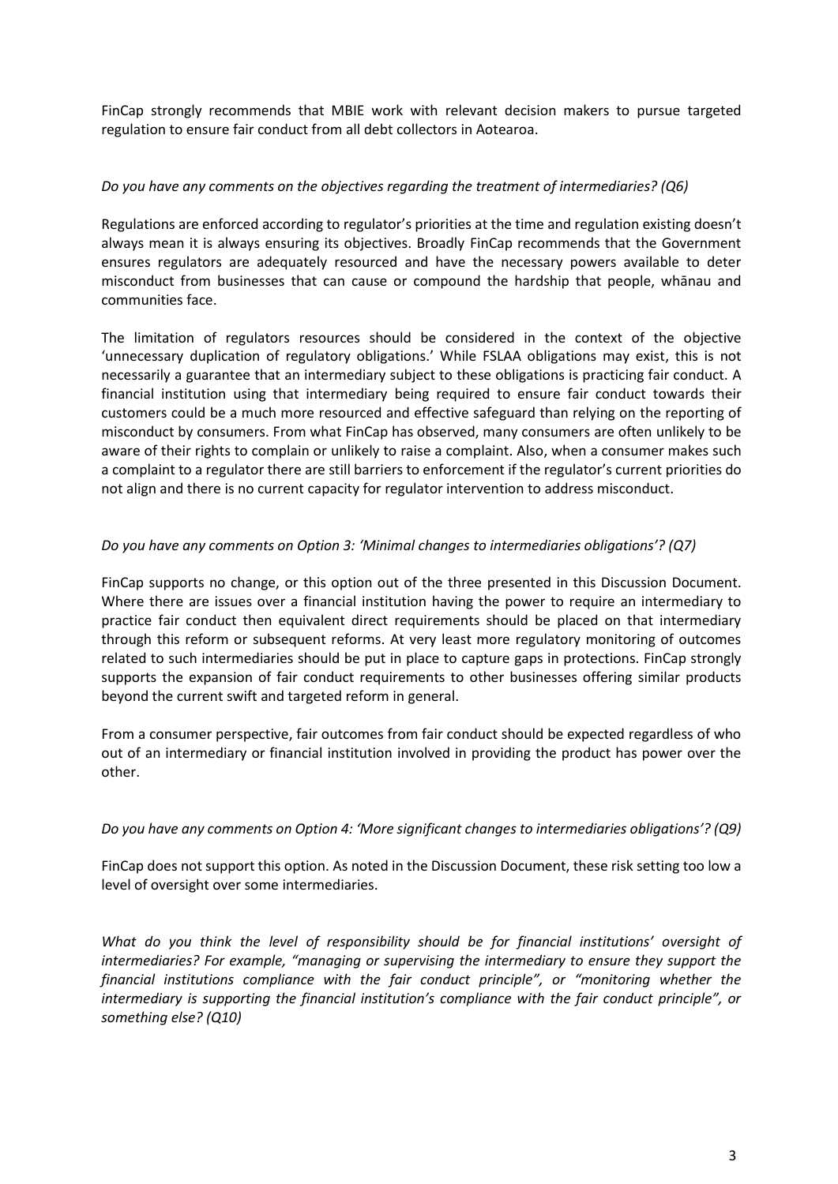FinCap strongly recommends that MBIE work with relevant decision makers to pursue targeted regulation to ensure fair conduct from all debt collectors in Aotearoa.

*Do you have any comments on the objectives regarding the treatment of intermediaries? (Q6)*

Regulations are enforced according to regulator's priorities at the time and regulation existing doesn't always mean it is always ensuring its objectives. Broadly FinCap recommends that the Government ensures regulators are adequately resourced and have the necessary powers available to deter misconduct from businesses that can cause or compound the hardship that people, whānau and communities face.

The limitation of regulators resources should be considered in the context of the objective 'unnecessary duplication of regulatory obligations.' While FSLAA obligations may exist, this is not necessarily a guarantee that an intermediary subject to these obligations is practicing fair conduct. A financial institution using that intermediary being required to ensure fair conduct towards their customers could be a much more resourced and effective safeguard than relying on the reporting of misconduct by consumers. From what FinCap has observed, many consumers are often unlikely to be aware of their rights to complain or unlikely to raise a complaint. Also, when a consumer makes such a complaint to a regulator there are still barriers to enforcement if the regulator's current priorities do not align and there is no current capacity for regulator intervention to address misconduct.

*Do you have any comments on Option 3: 'Minimal changes to intermediaries obligations'? (Q7)*

FinCap supports no change, or this option out of the three presented in this Discussion Document. Where there are issues over a financial institution having the power to require an intermediary to practice fair conduct then equivalent direct requirements should be placed on that intermediary through this reform or subsequent reforms. At very least more regulatory monitoring of outcomes related to such intermediaries should be put in place to capture gaps in protections. FinCap strongly supports the expansion of fair conduct requirements to other businesses offering similar products beyond the current swift and targeted reform in general.

From a consumer perspective, fair outcomes from fair conduct should be expected regardless of who out of an intermediary or financial institution involved in providing the product has power over the other.

*Do you have any comments on Option 4: 'More significant changes to intermediaries obligations'? (Q9)*

FinCap does not support this option. As noted in the Discussion Document, these risk setting too low a level of oversight over some intermediaries.

*What do you think the level of responsibility should be for financial institutions' oversight of intermediaries? For example, "managing or supervising the intermediary to ensure they support the financial institutions compliance with the fair conduct principle", or "monitoring whether the intermediary is supporting the financial institution's compliance with the fair conduct principle", or something else? (Q10)*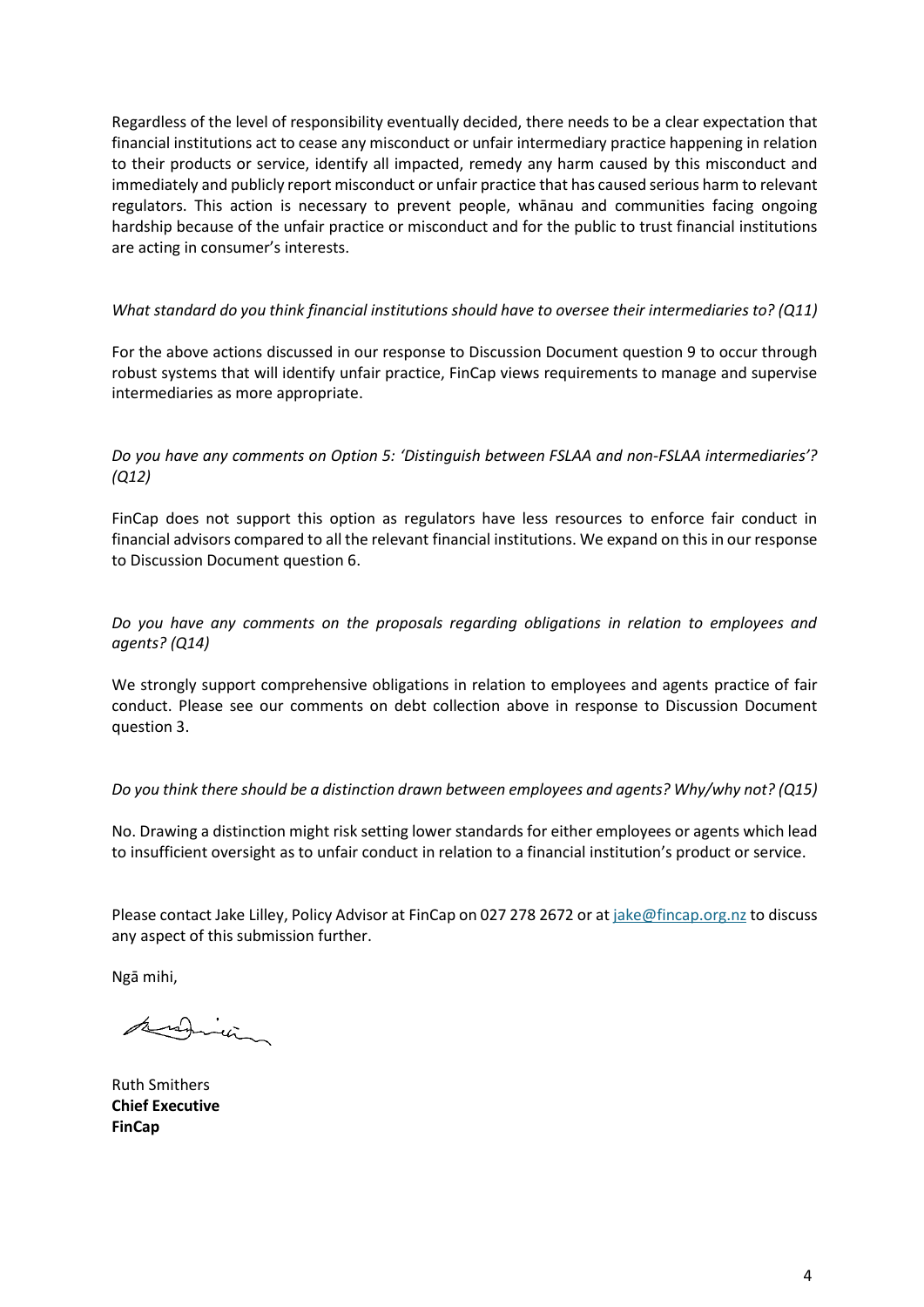Regardless of the level of responsibility eventually decided, there needs to be a clear expectation that financial institutions act to cease any misconduct or unfair intermediary practice happening in relation to their products or service, identify all impacted, remedy any harm caused by this misconduct and immediately and publicly report misconduct or unfair practice that has caused serious harm to relevant regulators. This action is necessary to prevent people, whānau and communities facing ongoing hardship because of the unfair practice or misconduct and for the public to trust financial institutions are acting in consumer's interests.

*What standard do you think financial institutions should have to oversee their intermediaries to? (Q11)*

For the above actions discussed in our response to Discussion Document question 9 to occur through robust systems that will identify unfair practice, FinCap views requirements to manage and supervise intermediaries as more appropriate.

*Do you have any comments on Option 5: 'Distinguish between FSLAA and non-FSLAA intermediaries'? (Q12)*

FinCap does not support this option as regulators have less resources to enforce fair conduct in financial advisors compared to all the relevant financial institutions. We expand on this in our response to Discussion Document question 6.

*Do you have any comments on the proposals regarding obligations in relation to employees and agents? (Q14)*

We strongly support comprehensive obligations in relation to employees and agents practice of fair conduct. Please see our comments on debt collection above in response to Discussion Document question 3.

*Do you think there should be a distinction drawn between employees and agents? Why/why not? (Q15)*

No. Drawing a distinction might risk setting lower standards for either employees or agents which lead to insufficient oversight as to unfair conduct in relation to a financial institution's product or service.

Please contact Jake Lilley, Policy Advisor at FinCap on 027 278 2672 or at jake@fincap.org.nz to discuss any aspect of this submission further.

Ngā mihi,

Ruth Smithers
**Chief Executive**
**FinCap**